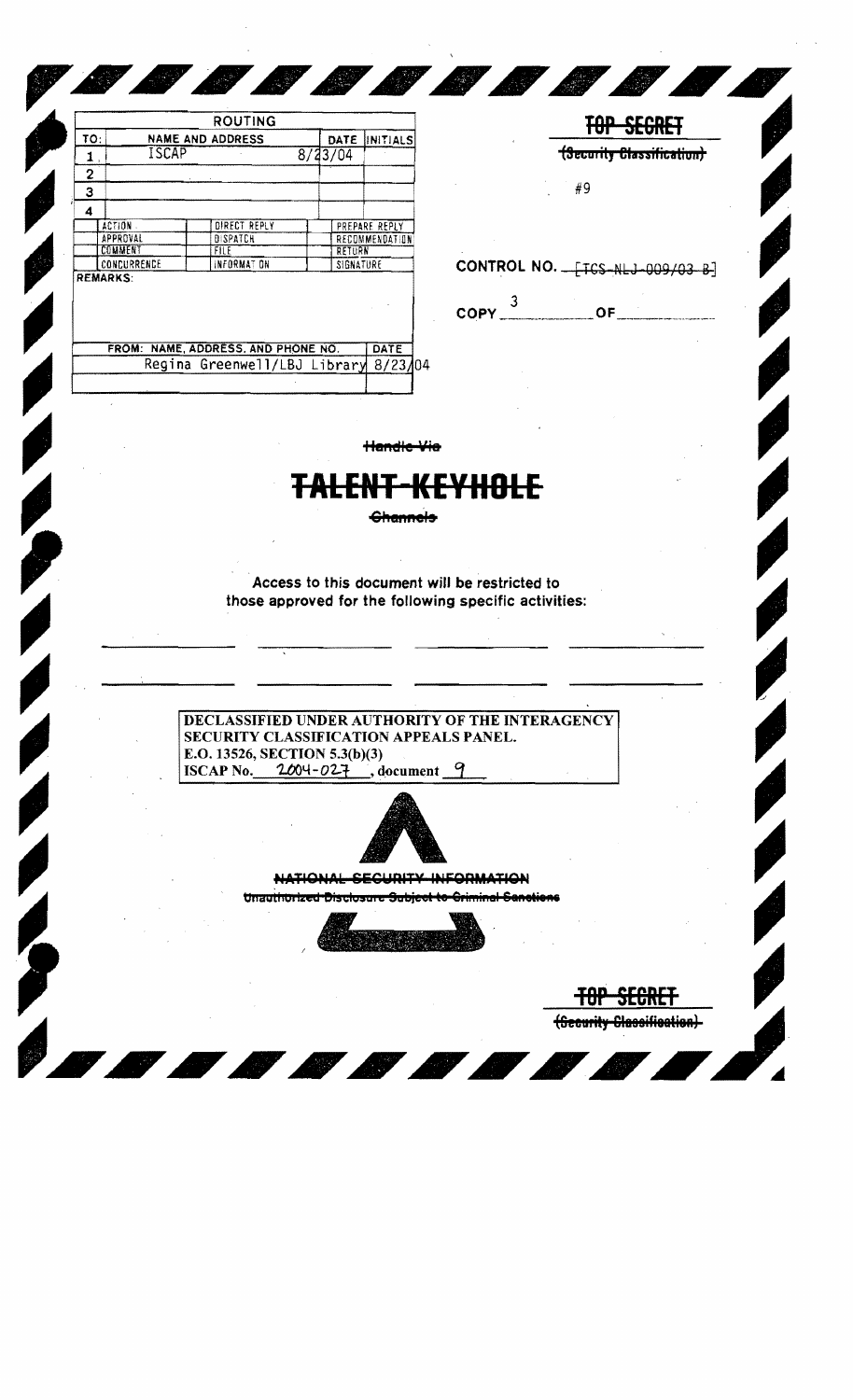| ROUTING | | | |
| --- | --- | --- | --- |
| TO: | NAME AND ADDRESS | DATE | INITIALS |
| 1 | ISCAP | 8/23/04 | |
| 2 | | | |
| 3 | | | |
| 4 | | | |

| | | |
| --- | --- | --- |
| ACTION | DIRECT REPLY | PREPARE REPLY |
| APPROVAL | DISPATCH | RECOMMENDATION |
| COMMENT | FILE | RETURN |
| CONCURRENCE | INFORMATION | SIGNATURE |

REMARKS:

| FROM: NAME, ADDRESS, AND PHONE NO. | DATE |
| --- | --- |
| Regina Greenwell/LBJ Library | 8/23/04 |

~~TOP SECRET~~

~~(Security Classification)~~

#9

CONTROL NO. ~~[TCS-NLJ-009/03-B]~~

COPY 3 OF

~~Handle Via~~

# ~~TALENT-KEYHOLE~~

~~Channels~~

Access to this document will be restricted to those approved for the following specific activities:

**DECLASSIFIED UNDER AUTHORITY OF THE INTERAGENCY SECURITY CLASSIFICATION APPEALS PANEL.**
**E.O. 13526, SECTION 5.3(b)(3)**
**ISCAP No. 2004-027, document 9**

~~NATIONAL SECURITY INFORMATION~~

~~Unauthorized Disclosure Subject to Criminal Sanctions~~

~~TOP SECRET~~

~~(Security Classification)~~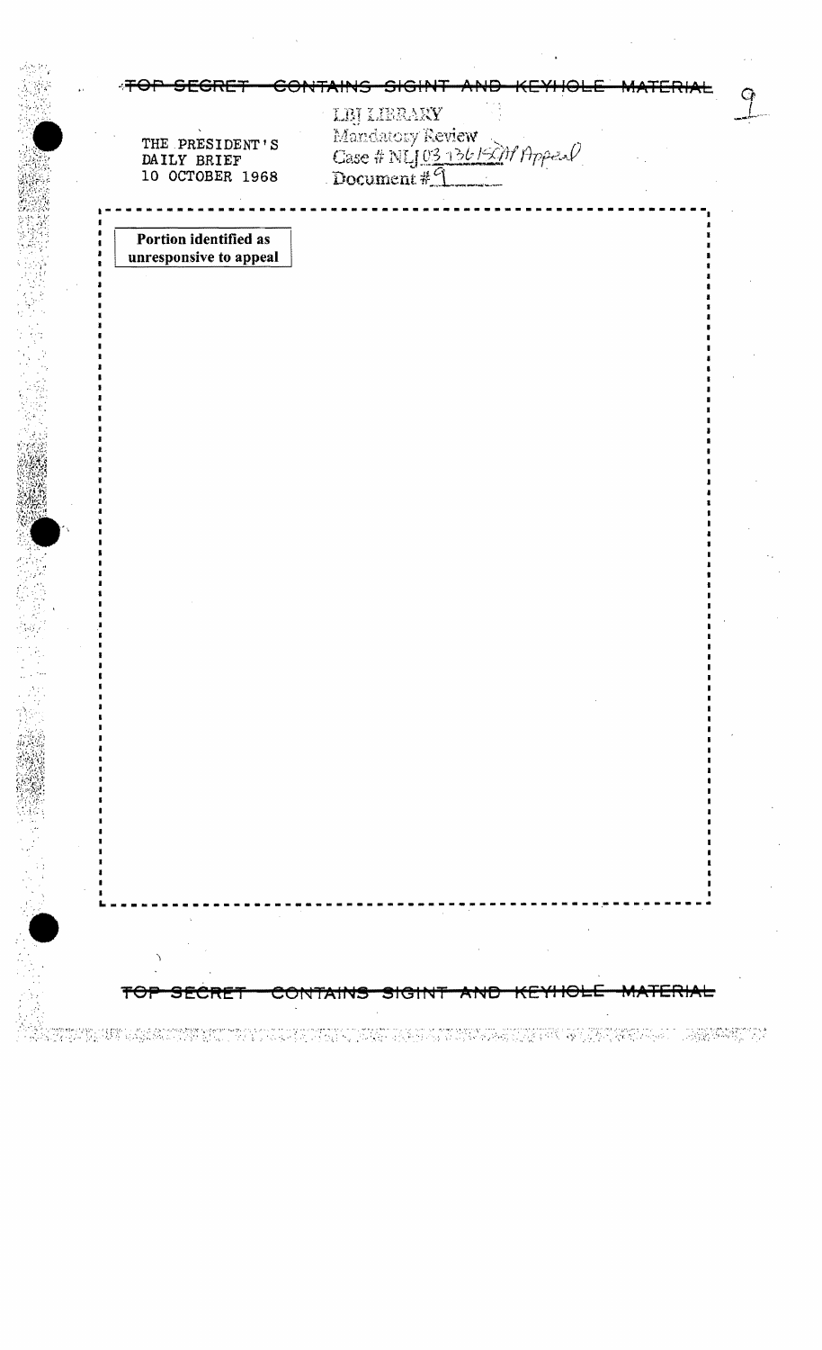~~TOP SECRET CONTAINS SIGINT AND KEYHOLE MATERIAL~~

THE PRESIDENT'S
DAILY BRIEF
10 OCTOBER 1968

LBJ LIBRARY
Mandatory Review
Case # NLJ 03-136 ISCAP Appeal
Document # 9

Portion identified as unresponsive to appeal

~~TOP SECRET CONTAINS SIGINT AND KEYHOLE MATERIAL~~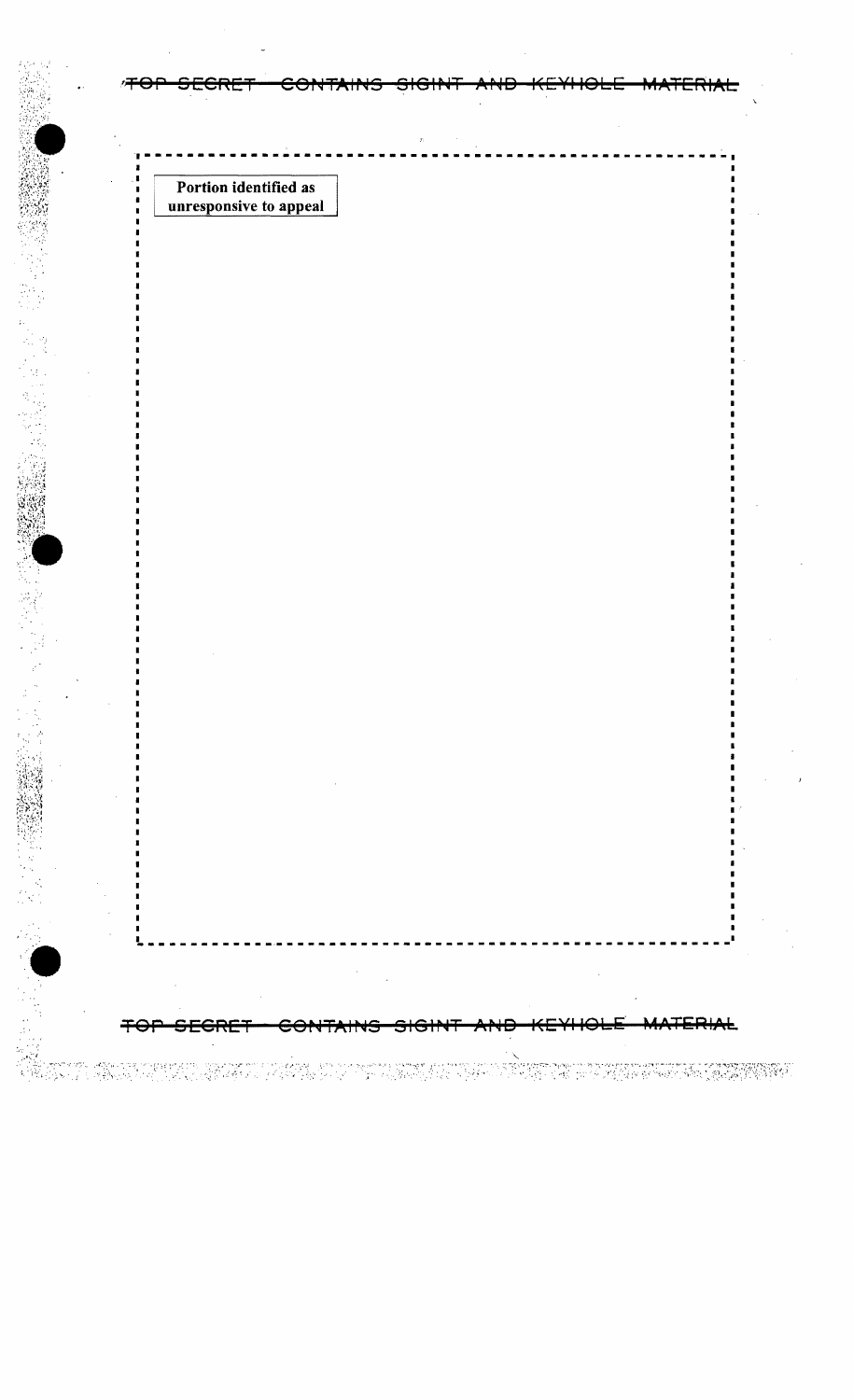Portion identified as unresponsive to appeal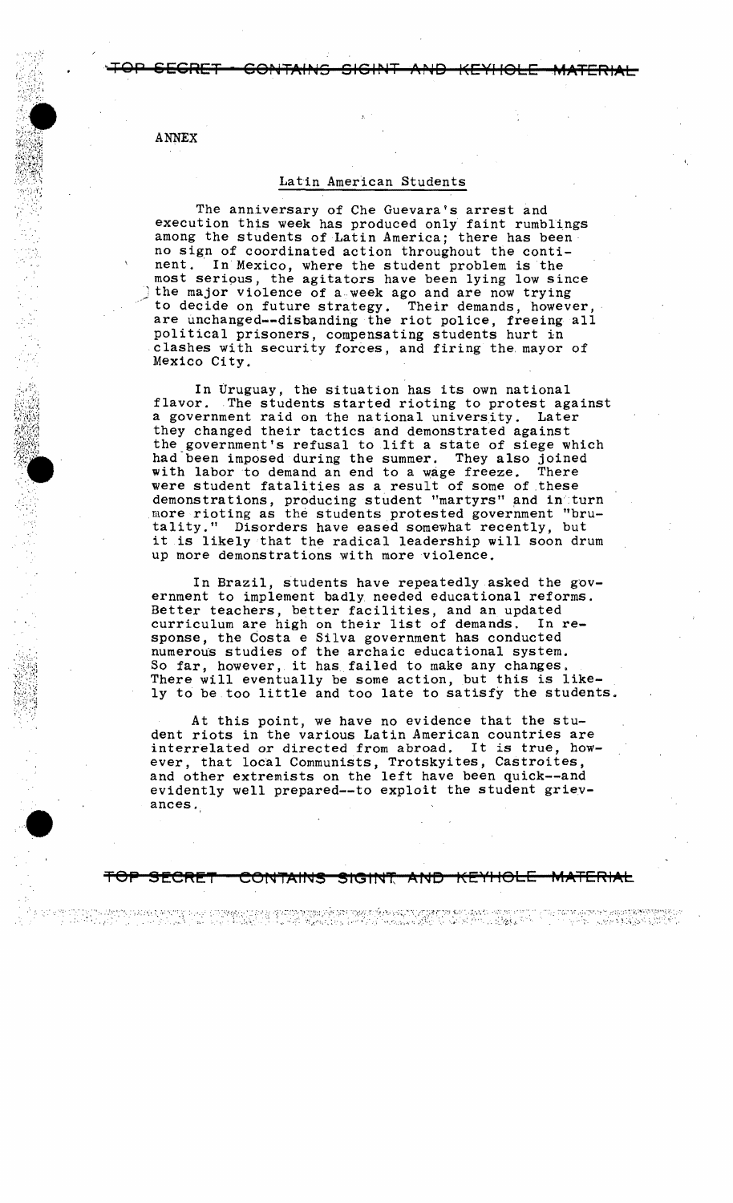ANNEX

## Latin American Students

The anniversary of Che Guevara's arrest and execution this week has produced only faint rumblings among the students of Latin America; there has been no sign of coordinated action throughout the continent. In Mexico, where the student problem is the most serious, the agitators have been lying low since the major violence of a week ago and are now trying to decide on future strategy. Their demands, however, are unchanged--disbanding the riot police, freeing all political prisoners, compensating students hurt in clashes with security forces, and firing the mayor of Mexico City.

In Uruguay, the situation has its own national flavor. The students started rioting to protest against a government raid on the national university. Later they changed their tactics and demonstrated against the government's refusal to lift a state of siege which had been imposed during the summer. They also joined with labor to demand an end to a wage freeze. There were student fatalities as a result of some of these demonstrations, producing student "martyrs" and in turn more rioting as the students protested government "brutality." Disorders have eased somewhat recently, but it is likely that the radical leadership will soon drum up more demonstrations with more violence.

In Brazil, students have repeatedly asked the government to implement badly needed educational reforms. Better teachers, better facilities, and an updated curriculum are high on their list of demands. In response, the Costa e Silva government has conducted numerous studies of the archaic educational system. So far, however, it has failed to make any changes. There will eventually be some action, but this is likely to be too little and too late to satisfy the students.

At this point, we have no evidence that the student riots in the various Latin American countries are interrelated or directed from abroad. It is true, however, that local Communists, Trotskyites, Castroites, and other extremists on the left have been quick--and evidently well prepared--to exploit the student grievances.